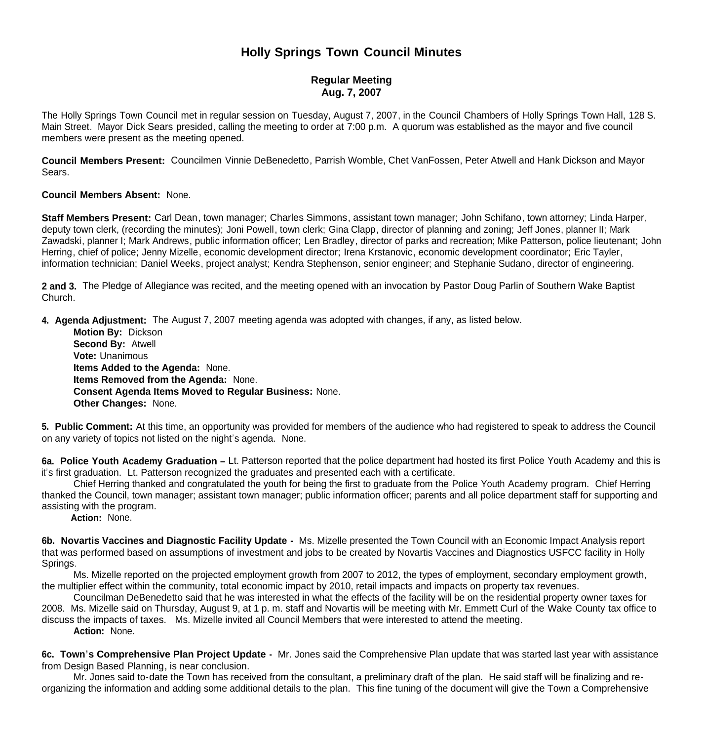# Holly Springs Town Council Minutes

## Regular Meeting
## Aug. 7, 2007

The Holly Springs Town Council met in regular session on Tuesday, August 7, 2007, in the Council Chambers of Holly Springs Town Hall, 128 S. Main Street. Mayor Dick Sears presided, calling the meeting to order at 7:00 p.m. A quorum was established as the mayor and five council members were present as the meeting opened.

**Council Members Present:** Councilmen Vinnie DeBenedetto, Parrish Womble, Chet VanFossen, Peter Atwell and Hank Dickson and Mayor Sears.

**Council Members Absent:** None.

**Staff Members Present:** Carl Dean, town manager; Charles Simmons, assistant town manager; John Schifano, town attorney; Linda Harper, deputy town clerk, (recording the minutes); Joni Powell, town clerk; Gina Clapp, director of planning and zoning; Jeff Jones, planner II; Mark Zawadski, planner I; Mark Andrews, public information officer; Len Bradley, director of parks and recreation; Mike Patterson, police lieutenant; John Herring, chief of police; Jenny Mizelle, economic development director; Irena Krstanovic, economic development coordinator; Eric Tayler, information technician; Daniel Weeks, project analyst; Kendra Stephenson, senior engineer; and Stephanie Sudano, director of engineering.

**2 and 3.** The Pledge of Allegiance was recited, and the meeting opened with an invocation by Pastor Doug Parlin of Southern Wake Baptist Church.

**4. Agenda Adjustment:** The August 7, 2007 meeting agenda was adopted with changes, if any, as listed below.

**Motion By:** Dickson
**Second By:** Atwell
**Vote:** Unanimous
**Items Added to the Agenda:** None.
**Items Removed from the Agenda:** None.
**Consent Agenda Items Moved to Regular Business:** None.
**Other Changes:** None.

**5. Public Comment:** At this time, an opportunity was provided for members of the audience who had registered to speak to address the Council on any variety of topics not listed on the night's agenda. None.

**6a. Police Youth Academy Graduation –** Lt. Patterson reported that the police department had hosted its first Police Youth Academy and this is it's first graduation. Lt. Patterson recognized the graduates and presented each with a certificate.

Chief Herring thanked and congratulated the youth for being the first to graduate from the Police Youth Academy program. Chief Herring thanked the Council, town manager; assistant town manager; public information officer; parents and all police department staff for supporting and assisting with the program.

**Action:** None.

**6b. Novartis Vaccines and Diagnostic Facility Update -** Ms. Mizelle presented the Town Council with an Economic Impact Analysis report that was performed based on assumptions of investment and jobs to be created by Novartis Vaccines and Diagnostics USFCC facility in Holly Springs.

Ms. Mizelle reported on the projected employment growth from 2007 to 2012, the types of employment, secondary employment growth, the multiplier effect within the community, total economic impact by 2010, retail impacts and impacts on property tax revenues.

Councilman DeBenedetto said that he was interested in what the effects of the facility will be on the residential property owner taxes for 2008. Ms. Mizelle said on Thursday, August 9, at 1 p. m. staff and Novartis will be meeting with Mr. Emmett Curl of the Wake County tax office to discuss the impacts of taxes. Ms. Mizelle invited all Council Members that were interested to attend the meeting.

**Action:** None.

**6c. Town's Comprehensive Plan Project Update -** Mr. Jones said the Comprehensive Plan update that was started last year with assistance from Design Based Planning, is near conclusion.

Mr. Jones said to-date the Town has received from the consultant, a preliminary draft of the plan. He said staff will be finalizing and re-organizing the information and adding some additional details to the plan. This fine tuning of the document will give the Town a Comprehensive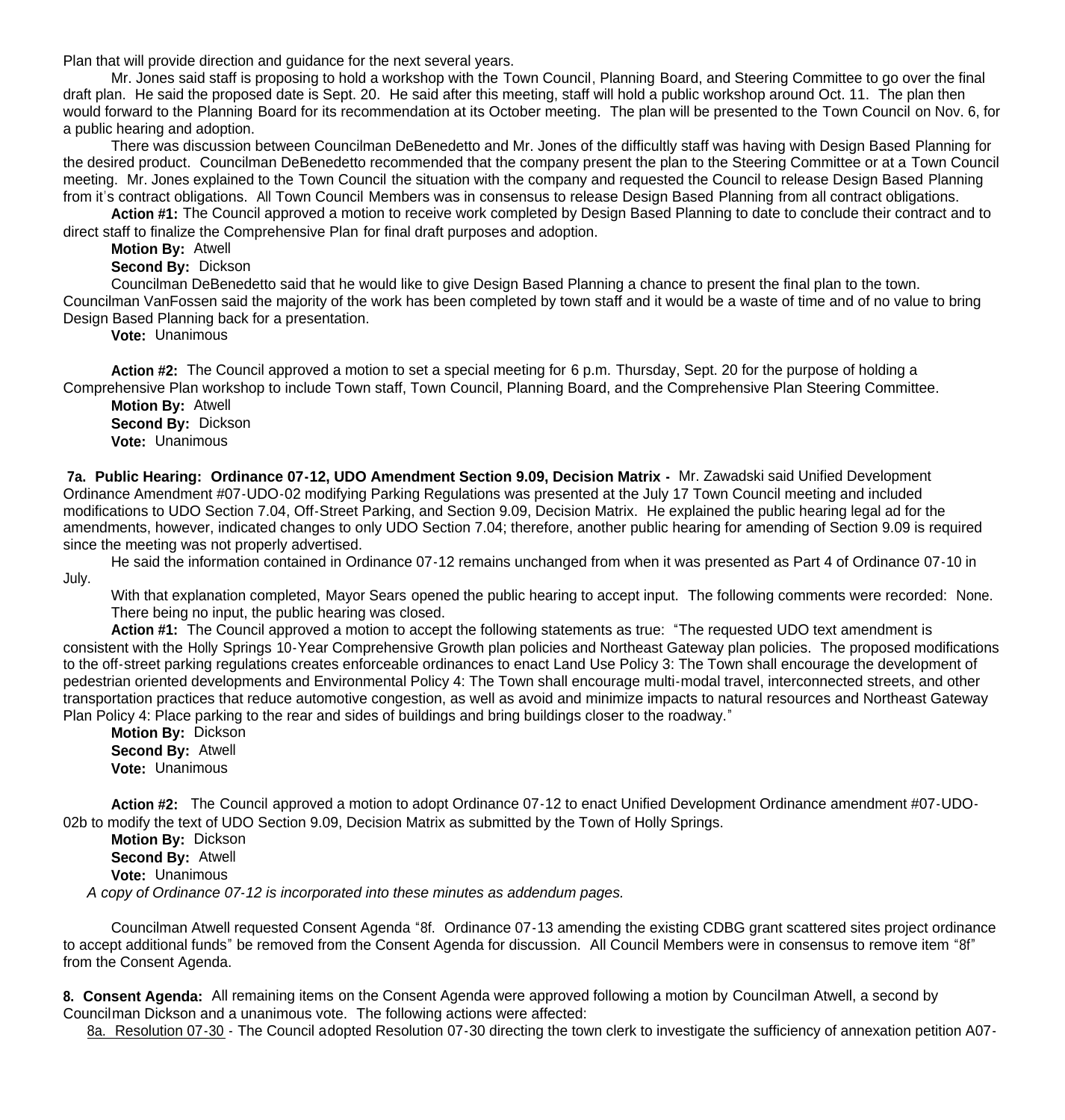Plan that will provide direction and guidance for the next several years.

Mr. Jones said staff is proposing to hold a workshop with the Town Council, Planning Board, and Steering Committee to go over the final draft plan. He said the proposed date is Sept. 20. He said after this meeting, staff will hold a public workshop around Oct. 11. The plan then would forward to the Planning Board for its recommendation at its October meeting. The plan will be presented to the Town Council on Nov. 6, for a public hearing and adoption.

There was discussion between Councilman DeBenedetto and Mr. Jones of the difficultly staff was having with Design Based Planning for the desired product. Councilman DeBenedetto recommended that the company present the plan to the Steering Committee or at a Town Council meeting. Mr. Jones explained to the Town Council the situation with the company and requested the Council to release Design Based Planning from it's contract obligations. All Town Council Members was in consensus to release Design Based Planning from all contract obligations.

**Action #1:** The Council approved a motion to receive work completed by Design Based Planning to date to conclude their contract and to direct staff to finalize the Comprehensive Plan for final draft purposes and adoption.

**Motion By:** Atwell
**Second By:** Dickson

Councilman DeBenedetto said that he would like to give Design Based Planning a chance to present the final plan to the town. Councilman VanFossen said the majority of the work has been completed by town staff and it would be a waste of time and of no value to bring Design Based Planning back for a presentation.

**Vote:** Unanimous

**Action #2:** The Council approved a motion to set a special meeting for 6 p.m. Thursday, Sept. 20 for the purpose of holding a Comprehensive Plan workshop to include Town staff, Town Council, Planning Board, and the Comprehensive Plan Steering Committee.

**Motion By:** Atwell
**Second By:** Dickson
**Vote:** Unanimous

**7a. Public Hearing: Ordinance 07-12, UDO Amendment Section 9.09, Decision Matrix -** Mr. Zawadski said Unified Development Ordinance Amendment #07-UDO-02 modifying Parking Regulations was presented at the July 17 Town Council meeting and included modifications to UDO Section 7.04, Off-Street Parking, and Section 9.09, Decision Matrix. He explained the public hearing legal ad for the amendments, however, indicated changes to only UDO Section 7.04; therefore, another public hearing for amending of Section 9.09 is required since the meeting was not properly advertised.

He said the information contained in Ordinance 07-12 remains unchanged from when it was presented as Part 4 of Ordinance 07-10 in July.

With that explanation completed, Mayor Sears opened the public hearing to accept input. The following comments were recorded: None. There being no input, the public hearing was closed.

**Action #1:** The Council approved a motion to accept the following statements as true: "The requested UDO text amendment is consistent with the Holly Springs 10-Year Comprehensive Growth plan policies and Northeast Gateway plan policies. The proposed modifications to the off-street parking regulations creates enforceable ordinances to enact Land Use Policy 3: The Town shall encourage the development of pedestrian oriented developments and Environmental Policy 4: The Town shall encourage multi-modal travel, interconnected streets, and other transportation practices that reduce automotive congestion, as well as avoid and minimize impacts to natural resources and Northeast Gateway Plan Policy 4: Place parking to the rear and sides of buildings and bring buildings closer to the roadway."

**Motion By:** Dickson
**Second By:** Atwell
**Vote:** Unanimous

**Action #2:** The Council approved a motion to adopt Ordinance 07-12 to enact Unified Development Ordinance amendment #07-UDO-02b to modify the text of UDO Section 9.09, Decision Matrix as submitted by the Town of Holly Springs.

**Motion By:** Dickson
**Second By:** Atwell
**Vote:** Unanimous

*A copy of Ordinance 07-12 is incorporated into these minutes as addendum pages.*

Councilman Atwell requested Consent Agenda "8f. Ordinance 07-13 amending the existing CDBG grant scattered sites project ordinance to accept additional funds" be removed from the Consent Agenda for discussion. All Council Members were in consensus to remove item "8f" from the Consent Agenda.

**8. Consent Agenda:** All remaining items on the Consent Agenda were approved following a motion by Councilman Atwell, a second by Councilman Dickson and a unanimous vote. The following actions were affected:

8a. Resolution 07-30 - The Council adopted Resolution 07-30 directing the town clerk to investigate the sufficiency of annexation petition A07-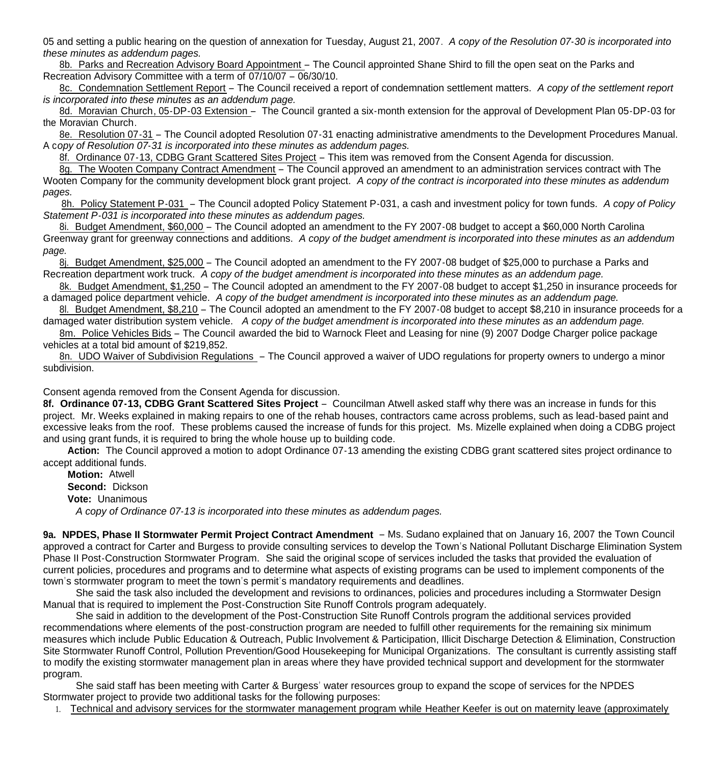05 and setting a public hearing on the question of annexation for Tuesday, August 21, 2007. *A copy of the Resolution 07-30 is incorporated into these minutes as addendum pages.*

8b. Parks and Recreation Advisory Board Appointment – The Council approinted Shane Shird to fill the open seat on the Parks and Recreation Advisory Committee with a term of 07/10/07 – 06/30/10.

8c. Condemnation Settlement Report – The Council received a report of condemnation settlement matters. *A copy of the settlement report is incorporated into these minutes as an addendum page.*

8d. Moravian Church, 05-DP-03 Extension – The Council granted a six-month extension for the approval of Development Plan 05-DP-03 for the Moravian Church.

8e. Resolution 07-31 – The Council adopted Resolution 07-31 enacting administrative amendments to the Development Procedures Manual. A c*opy of Resolution 07-31 is incorporated into these minutes as addendum pages.*

8f. Ordinance 07-13, CDBG Grant Scattered Sites Project – This item was removed from the Consent Agenda for discussion.

8g. The Wooten Company Contract Amendment – The Council approved an amendment to an administration services contract with The Wooten Company for the community development block grant project. *A copy of the contract is incorporated into these minutes as addendum pages.*

8h. Policy Statement P-031 – The Council adopted Policy Statement P-031, a cash and investment policy for town funds. *A copy of Policy Statement P-031 is incorporated into these minutes as addendum pages.*

8i. Budget Amendment, $60,000 – The Council adopted an amendment to the FY 2007-08 budget to accept a $60,000 North Carolina Greenway grant for greenway connections and additions. *A copy of the budget amendment is incorporated into these minutes as an addendum page.*

8j. Budget Amendment, $25,000 – The Council adopted an amendment to the FY 2007-08 budget of $25,000 to purchase a Parks and Recreation department work truck. *A copy of the budget amendment is incorporated into these minutes as an addendum page.*

8k. Budget Amendment, $1,250 – The Council adopted an amendment to the FY 2007-08 budget to accept $1,250 in insurance proceeds for a damaged police department vehicle. *A copy of the budget amendment is incorporated into these minutes as an addendum page.*

8l. Budget Amendment, $8,210 – The Council adopted an amendment to the FY 2007-08 budget to accept $8,210 in insurance proceeds for a damaged water distribution system vehicle. *A copy of the budget amendment is incorporated into these minutes as an addendum page.*

8m. Police Vehicles Bids – The Council awarded the bid to Warnock Fleet and Leasing for nine (9) 2007 Dodge Charger police package vehicles at a total bid amount of $219,852.

8n. UDO Waiver of Subdivision Regulations – The Council approved a waiver of UDO regulations for property owners to undergo a minor subdivision.

Consent agenda removed from the Consent Agenda for discussion.

**8f. Ordinance 07-13, CDBG Grant Scattered Sites Project** – Councilman Atwell asked staff why there was an increase in funds for this project. Mr. Weeks explained in making repairs to one of the rehab houses, contractors came across problems, such as lead-based paint and excessive leaks from the roof. These problems caused the increase of funds for this project. Ms. Mizelle explained when doing a CDBG project and using grant funds, it is required to bring the whole house up to building code.

**Action:** The Council approved a motion to adopt Ordinance 07-13 amending the existing CDBG grant scattered sites project ordinance to accept additional funds.

**Motion:** Atwell
**Second:** Dickson
**Vote:** Unanimous

*A copy of Ordinance 07-13 is incorporated into these minutes as addendum pages.*

**9a. NPDES, Phase II Stormwater Permit Project Contract Amendment** – Ms. Sudano explained that on January 16, 2007 the Town Council approved a contract for Carter and Burgess to provide consulting services to develop the Town's National Pollutant Discharge Elimination System Phase II Post-Construction Stormwater Program. She said the original scope of services included the tasks that provided the evaluation of current policies, procedures and programs and to determine what aspects of existing programs can be used to implement components of the town's stormwater program to meet the town's permit's mandatory requirements and deadlines.

She said the task also included the development and revisions to ordinances, policies and procedures including a Stormwater Design Manual that is required to implement the Post-Construction Site Runoff Controls program adequately.

She said in addition to the development of the Post-Construction Site Runoff Controls program the additional services provided recommendations where elements of the post-construction program are needed to fulfill other requirements for the remaining six minimum measures which include Public Education & Outreach, Public Involvement & Participation, Illicit Discharge Detection & Elimination, Construction Site Stormwater Runoff Control, Pollution Prevention/Good Housekeeping for Municipal Organizations. The consultant is currently assisting staff to modify the existing stormwater management plan in areas where they have provided technical support and development for the stormwater program.

She said staff has been meeting with Carter & Burgess' water resources group to expand the scope of services for the NPDES Stormwater project to provide two additional tasks for the following purposes:

1. Technical and advisory services for the stormwater management program while Heather Keefer is out on maternity leave (approximately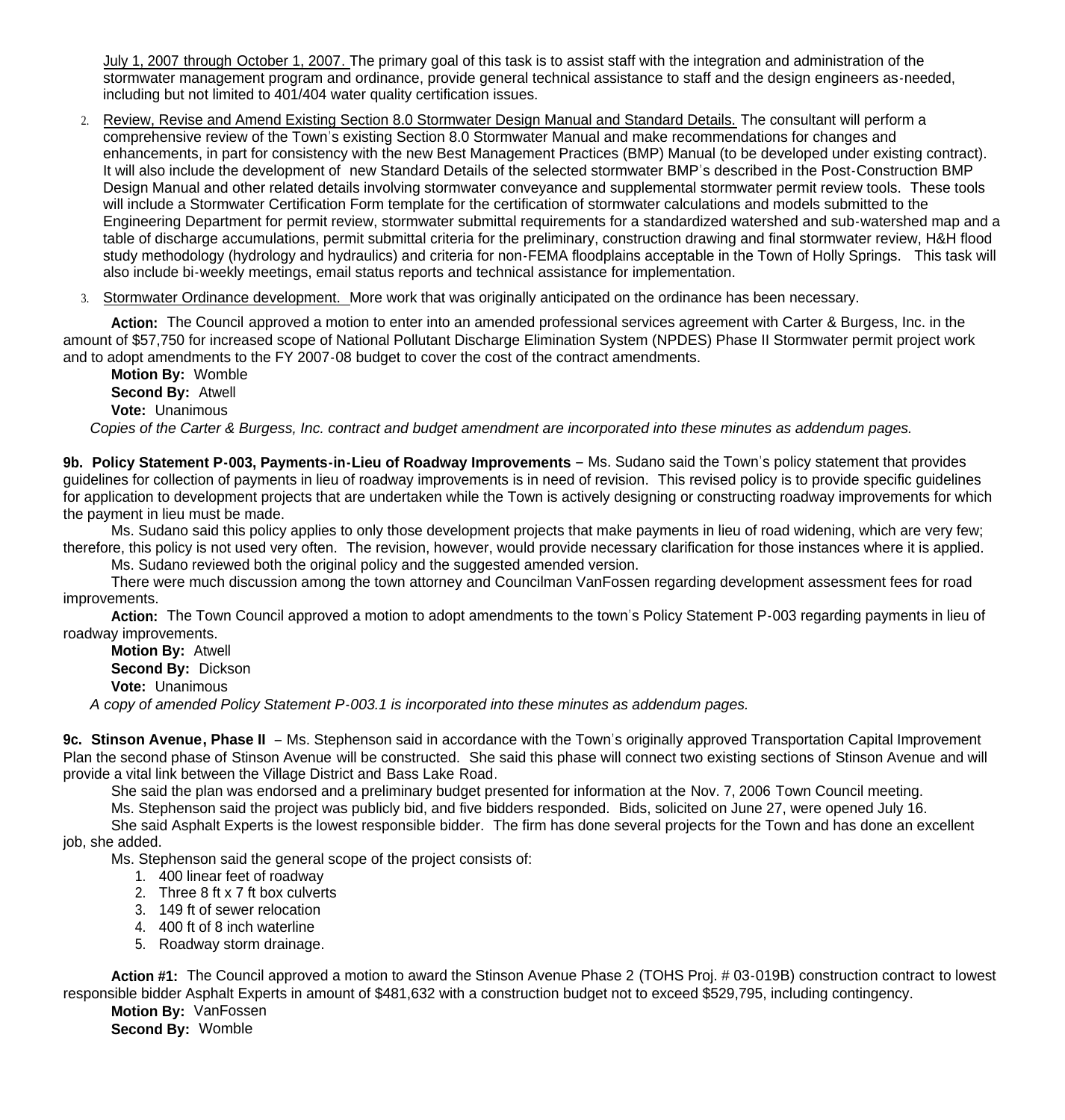July 1, 2007 through October 1, 2007. The primary goal of this task is to assist staff with the integration and administration of the stormwater management program and ordinance, provide general technical assistance to staff and the design engineers as-needed, including but not limited to 401/404 water quality certification issues.

2. Review, Revise and Amend Existing Section 8.0 Stormwater Design Manual and Standard Details. The consultant will perform a comprehensive review of the Town's existing Section 8.0 Stormwater Manual and make recommendations for changes and enhancements, in part for consistency with the new Best Management Practices (BMP) Manual (to be developed under existing contract). It will also include the development of new Standard Details of the selected stormwater BMP's described in the Post-Construction BMP Design Manual and other related details involving stormwater conveyance and supplemental stormwater permit review tools. These tools will include a Stormwater Certification Form template for the certification of stormwater calculations and models submitted to the Engineering Department for permit review, stormwater submittal requirements for a standardized watershed and sub-watershed map and a table of discharge accumulations, permit submittal criteria for the preliminary, construction drawing and final stormwater review, H&H flood study methodology (hydrology and hydraulics) and criteria for non-FEMA floodplains acceptable in the Town of Holly Springs. This task will also include bi-weekly meetings, email status reports and technical assistance for implementation.

3. Stormwater Ordinance development. More work that was originally anticipated on the ordinance has been necessary.

**Action:** The Council approved a motion to enter into an amended professional services agreement with Carter & Burgess, Inc. in the amount of $57,750 for increased scope of National Pollutant Discharge Elimination System (NPDES) Phase II Stormwater permit project work and to adopt amendments to the FY 2007-08 budget to cover the cost of the contract amendments.

**Motion By:** Womble
**Second By:** Atwell
**Vote:** Unanimous

*Copies of the Carter & Burgess, Inc. contract and budget amendment are incorporated into these minutes as addendum pages.*

**9b. Policy Statement P-003, Payments-in-Lieu of Roadway Improvements** – Ms. Sudano said the Town's policy statement that provides guidelines for collection of payments in lieu of roadway improvements is in need of revision. This revised policy is to provide specific guidelines for application to development projects that are undertaken while the Town is actively designing or constructing roadway improvements for which the payment in lieu must be made.

Ms. Sudano said this policy applies to only those development projects that make payments in lieu of road widening, which are very few; therefore, this policy is not used very often. The revision, however, would provide necessary clarification for those instances where it is applied.

Ms. Sudano reviewed both the original policy and the suggested amended version.

There were much discussion among the town attorney and Councilman VanFossen regarding development assessment fees for road improvements.

**Action:** The Town Council approved a motion to adopt amendments to the town's Policy Statement P-003 regarding payments in lieu of roadway improvements.

**Motion By:** Atwell
**Second By:** Dickson
**Vote:** Unanimous

*A copy of amended Policy Statement P-003.1 is incorporated into these minutes as addendum pages.*

**9c. Stinson Avenue, Phase II** – Ms. Stephenson said in accordance with the Town's originally approved Transportation Capital Improvement Plan the second phase of Stinson Avenue will be constructed. She said this phase will connect two existing sections of Stinson Avenue and will provide a vital link between the Village District and Bass Lake Road.

She said the plan was endorsed and a preliminary budget presented for information at the Nov. 7, 2006 Town Council meeting.

Ms. Stephenson said the project was publicly bid, and five bidders responded. Bids, solicited on June 27, were opened July 16.

She said Asphalt Experts is the lowest responsible bidder. The firm has done several projects for the Town and has done an excellent job, she added.

Ms. Stephenson said the general scope of the project consists of:

1. 400 linear feet of roadway
2. Three 8 ft x 7 ft box culverts
3. 149 ft of sewer relocation
4. 400 ft of 8 inch waterline
5. Roadway storm drainage.

**Action #1:** The Council approved a motion to award the Stinson Avenue Phase 2 (TOHS Proj. # 03-019B) construction contract to lowest responsible bidder Asphalt Experts in amount of $481,632 with a construction budget not to exceed $529,795, including contingency.

**Motion By:** VanFossen
**Second By:** Womble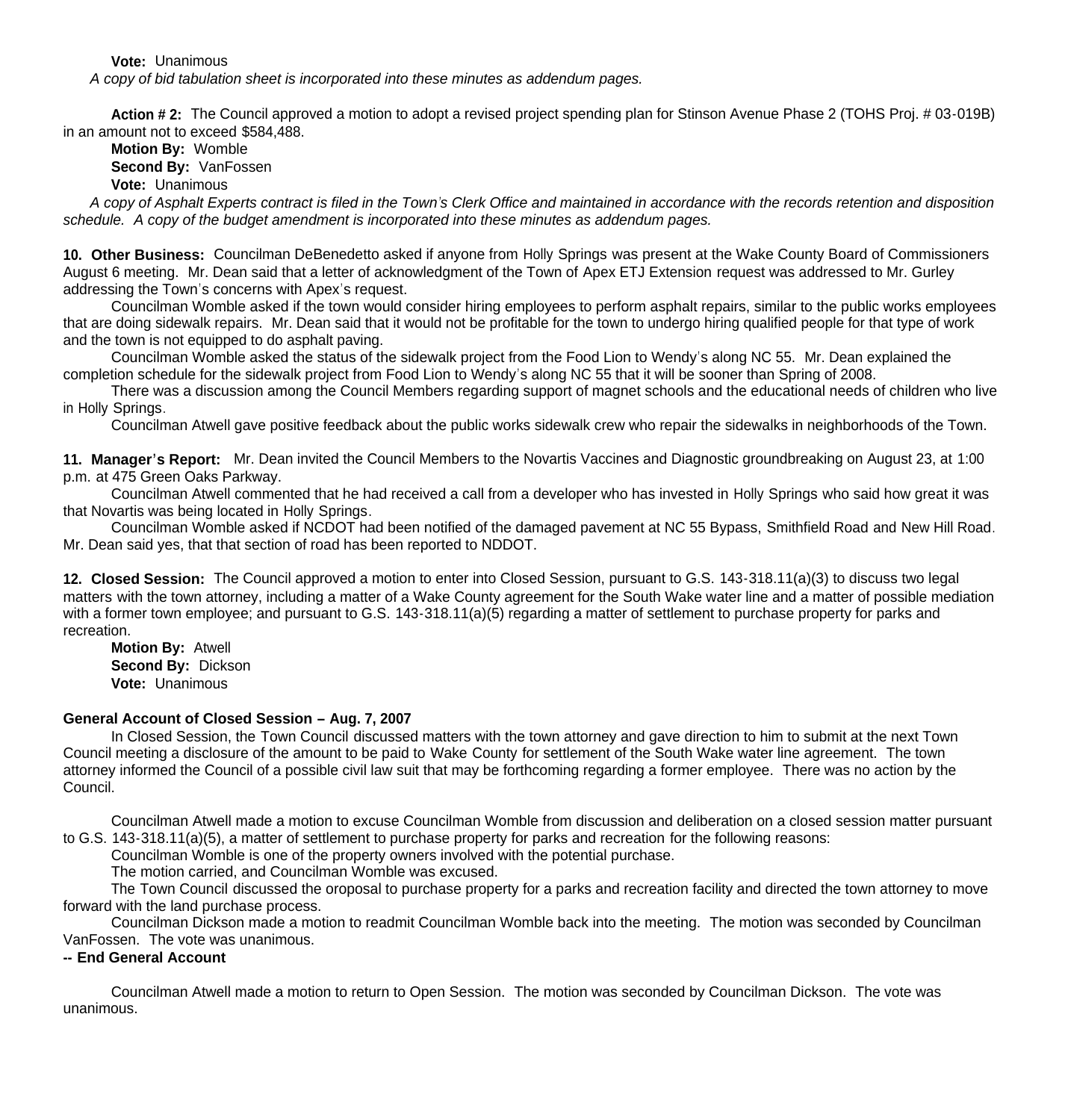**Vote:** Unanimous

*A copy of bid tabulation sheet is incorporated into these minutes as addendum pages.*

**Action # 2:** The Council approved a motion to adopt a revised project spending plan for Stinson Avenue Phase 2 (TOHS Proj. # 03-019B) in an amount not to exceed $584,488.

**Motion By:** Womble
**Second By:** VanFossen
**Vote:** Unanimous

*A copy of Asphalt Experts contract is filed in the Town's Clerk Office and maintained in accordance with the records retention and disposition schedule. A copy of the budget amendment is incorporated into these minutes as addendum pages.*

**10. Other Business:** Councilman DeBenedetto asked if anyone from Holly Springs was present at the Wake County Board of Commissioners August 6 meeting. Mr. Dean said that a letter of acknowledgment of the Town of Apex ETJ Extension request was addressed to Mr. Gurley addressing the Town's concerns with Apex's request.

Councilman Womble asked if the town would consider hiring employees to perform asphalt repairs, similar to the public works employees that are doing sidewalk repairs. Mr. Dean said that it would not be profitable for the town to undergo hiring qualified people for that type of work and the town is not equipped to do asphalt paving.

Councilman Womble asked the status of the sidewalk project from the Food Lion to Wendy's along NC 55. Mr. Dean explained the completion schedule for the sidewalk project from Food Lion to Wendy's along NC 55 that it will be sooner than Spring of 2008.

There was a discussion among the Council Members regarding support of magnet schools and the educational needs of children who live in Holly Springs.

Councilman Atwell gave positive feedback about the public works sidewalk crew who repair the sidewalks in neighborhoods of the Town.

**11. Manager's Report:** Mr. Dean invited the Council Members to the Novartis Vaccines and Diagnostic groundbreaking on August 23, at 1:00 p.m. at 475 Green Oaks Parkway.

Councilman Atwell commented that he had received a call from a developer who has invested in Holly Springs who said how great it was that Novartis was being located in Holly Springs.

Councilman Womble asked if NCDOT had been notified of the damaged pavement at NC 55 Bypass, Smithfield Road and New Hill Road. Mr. Dean said yes, that that section of road has been reported to NDDOT.

**12. Closed Session:** The Council approved a motion to enter into Closed Session, pursuant to G.S. 143-318.11(a)(3) to discuss two legal matters with the town attorney, including a matter of a Wake County agreement for the South Wake water line and a matter of possible mediation with a former town employee; and pursuant to G.S. 143-318.11(a)(5) regarding a matter of settlement to purchase property for parks and recreation.

**Motion By:** Atwell
**Second By:** Dickson
**Vote:** Unanimous

**General Account of Closed Session – Aug. 7, 2007**

In Closed Session, the Town Council discussed matters with the town attorney and gave direction to him to submit at the next Town Council meeting a disclosure of the amount to be paid to Wake County for settlement of the South Wake water line agreement. The town attorney informed the Council of a possible civil law suit that may be forthcoming regarding a former employee. There was no action by the Council.

Councilman Atwell made a motion to excuse Councilman Womble from discussion and deliberation on a closed session matter pursuant to G.S. 143-318.11(a)(5), a matter of settlement to purchase property for parks and recreation for the following reasons:

Councilman Womble is one of the property owners involved with the potential purchase.

The motion carried, and Councilman Womble was excused.

The Town Council discussed the oroposal to purchase property for a parks and recreation facility and directed the town attorney to move forward with the land purchase process.

Councilman Dickson made a motion to readmit Councilman Womble back into the meeting. The motion was seconded by Councilman VanFossen. The vote was unanimous.

**-- End General Account**

Councilman Atwell made a motion to return to Open Session. The motion was seconded by Councilman Dickson. The vote was unanimous.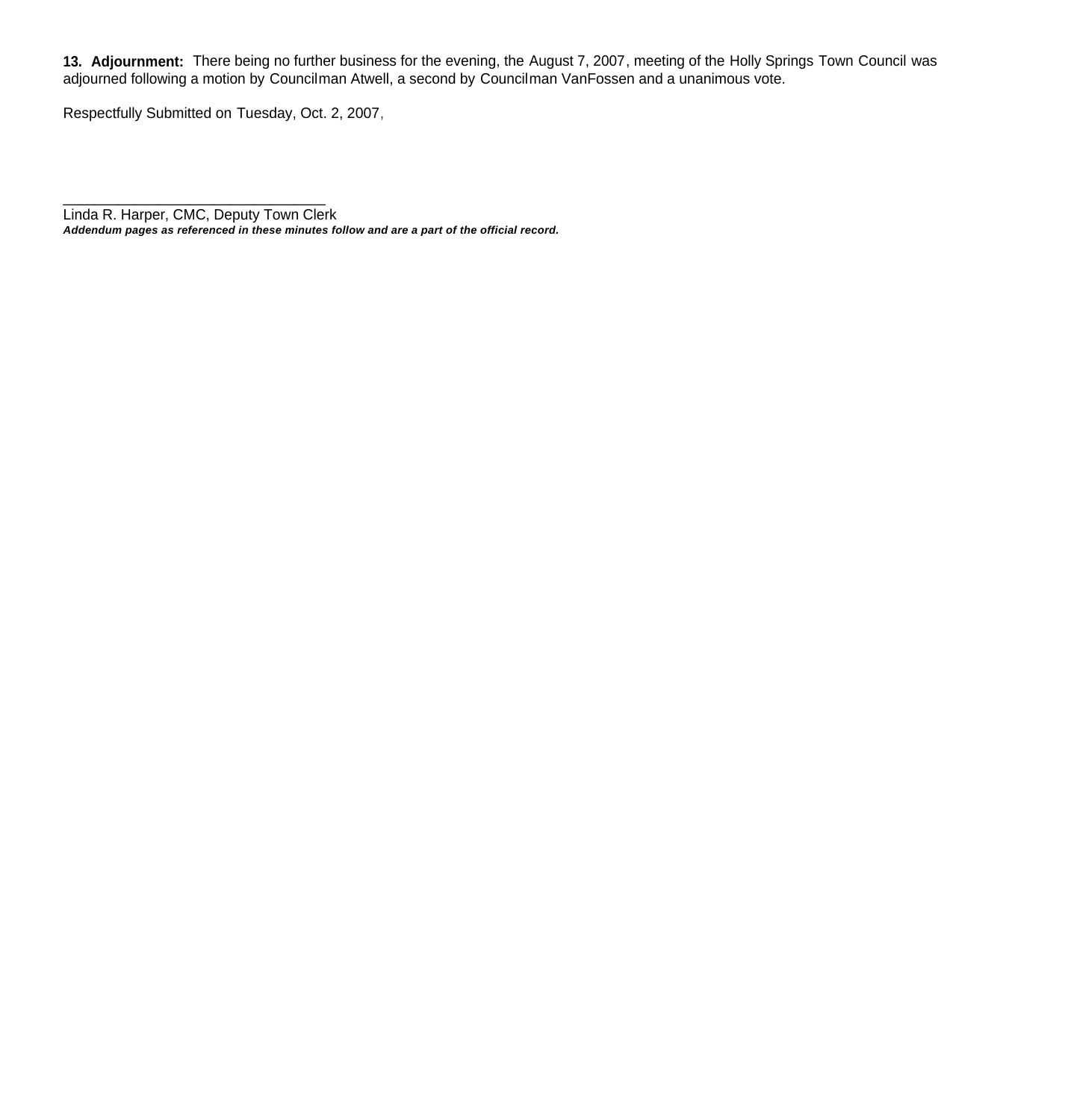**13. Adjournment:** There being no further business for the evening, the August 7, 2007, meeting of the Holly Springs Town Council was adjourned following a motion by Councilman Atwell, a second by Councilman VanFossen and a unanimous vote.

Respectfully Submitted on Tuesday, Oct. 2, 2007,

\_\_\_\_\_\_\_\_\_\_\_\_\_\_\_\_\_\_\_\_\_\_\_\_\_\_\_\_\_\_\_\_\_\_

Linda R. Harper, CMC, Deputy Town Clerk

***Addendum pages as referenced in these minutes follow and are a part of the official record.***